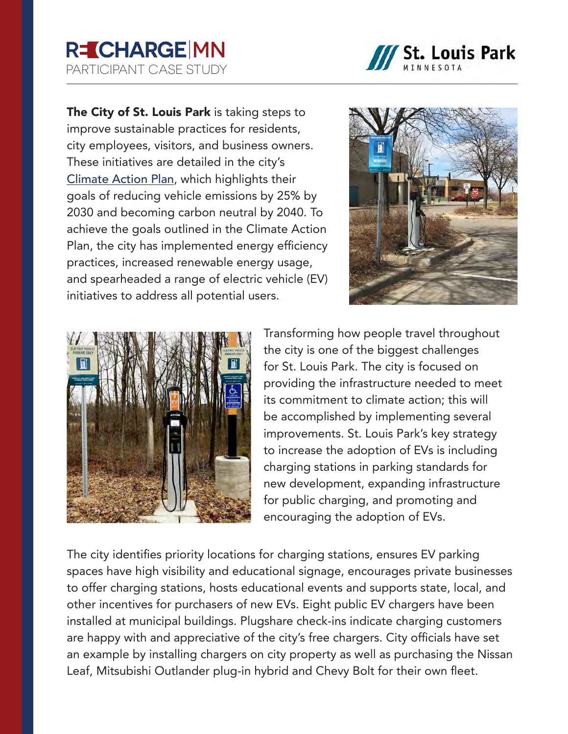# RECHARGE|MN

PARTICIPANT CASE STUDY

St. Louis Park MINNESOTA

**The City of St. Louis Park** is taking steps to improve sustainable practices for residents, city employees, visitors, and business owners. These initiatives are detailed in the city's Climate Action Plan, which highlights their goals of reducing vehicle emissions by 25% by 2030 and becoming carbon neutral by 2040. To achieve the goals outlined in the Climate Action Plan, the city has implemented energy efficiency practices, increased renewable energy usage, and spearheaded a range of electric vehicle (EV) initiatives to address all potential users.

Transforming how people travel throughout the city is one of the biggest challenges for St. Louis Park. The city is focused on providing the infrastructure needed to meet its commitment to climate action; this will be accomplished by implementing several improvements. St. Louis Park's key strategy to increase the adoption of EVs is including charging stations in parking standards for new development, expanding infrastructure for public charging, and promoting and encouraging the adoption of EVs.

The city identifies priority locations for charging stations, ensures EV parking spaces have high visibility and educational signage, encourages private businesses to offer charging stations, hosts educational events and supports state, local, and other incentives for purchasers of new EVs. Eight public EV chargers have been installed at municipal buildings. Plugshare check-ins indicate charging customers are happy with and appreciative of the city's free chargers. City officials have set an example by installing chargers on city property as well as purchasing the Nissan Leaf, Mitsubishi Outlander plug-in hybrid and Chevy Bolt for their own fleet.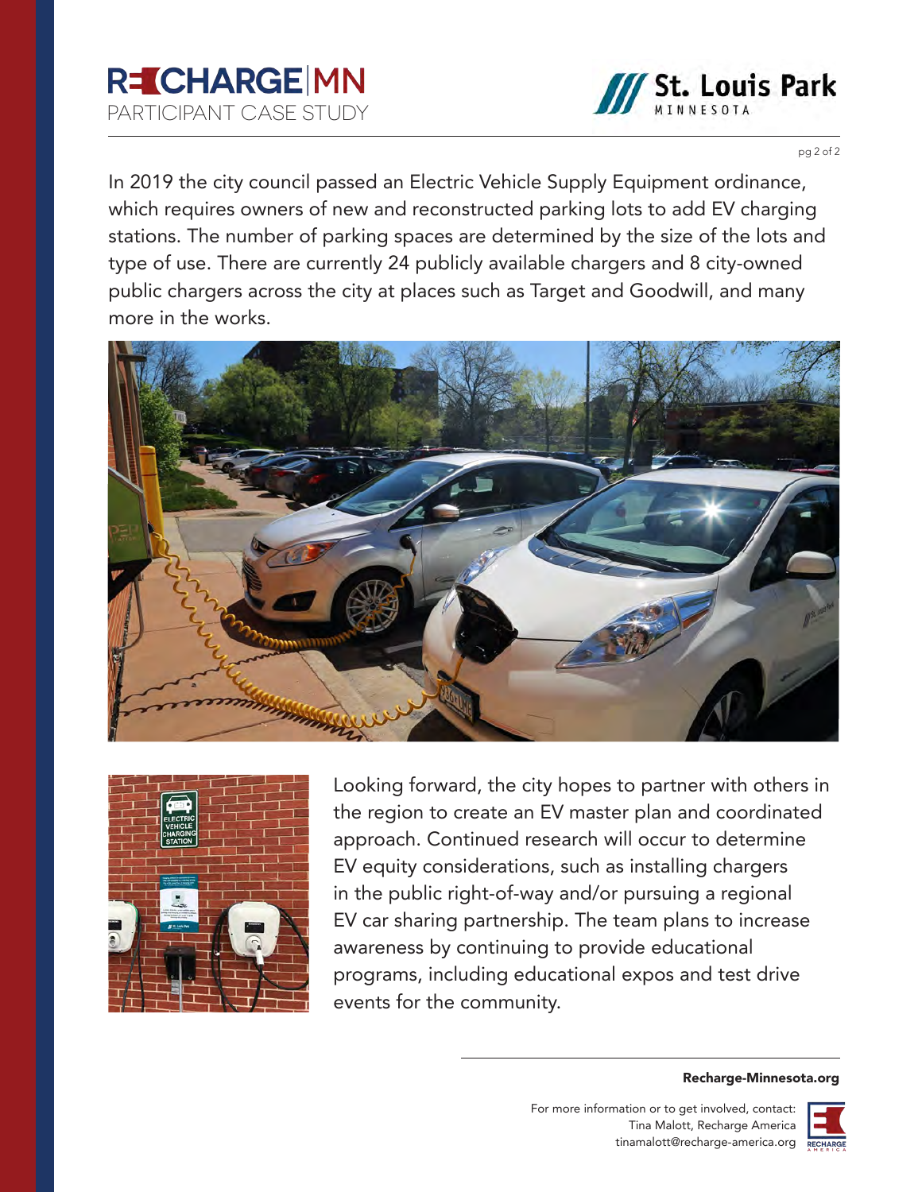In 2019 the city council passed an Electric Vehicle Supply Equipment ordinance, which requires owners of new and reconstructed parking lots to add EV charging stations. The number of parking spaces are determined by the size of the lots and type of use. There are currently 24 publicly available chargers and 8 city-owned public chargers across the city at places such as Target and Goodwill, and many more in the works.

Looking forward, the city hopes to partner with others in the region to create an EV master plan and coordinated approach. Continued research will occur to determine EV equity considerations, such as installing chargers in the public right-of-way and/or pursuing a regional EV car sharing partnership. The team plans to increase awareness by continuing to provide educational programs, including educational expos and test drive events for the community.

**Recharge-Minnesota.org**

For more information or to get involved, contact:
Tina Malott, Recharge America
tinamalott@recharge-america.org